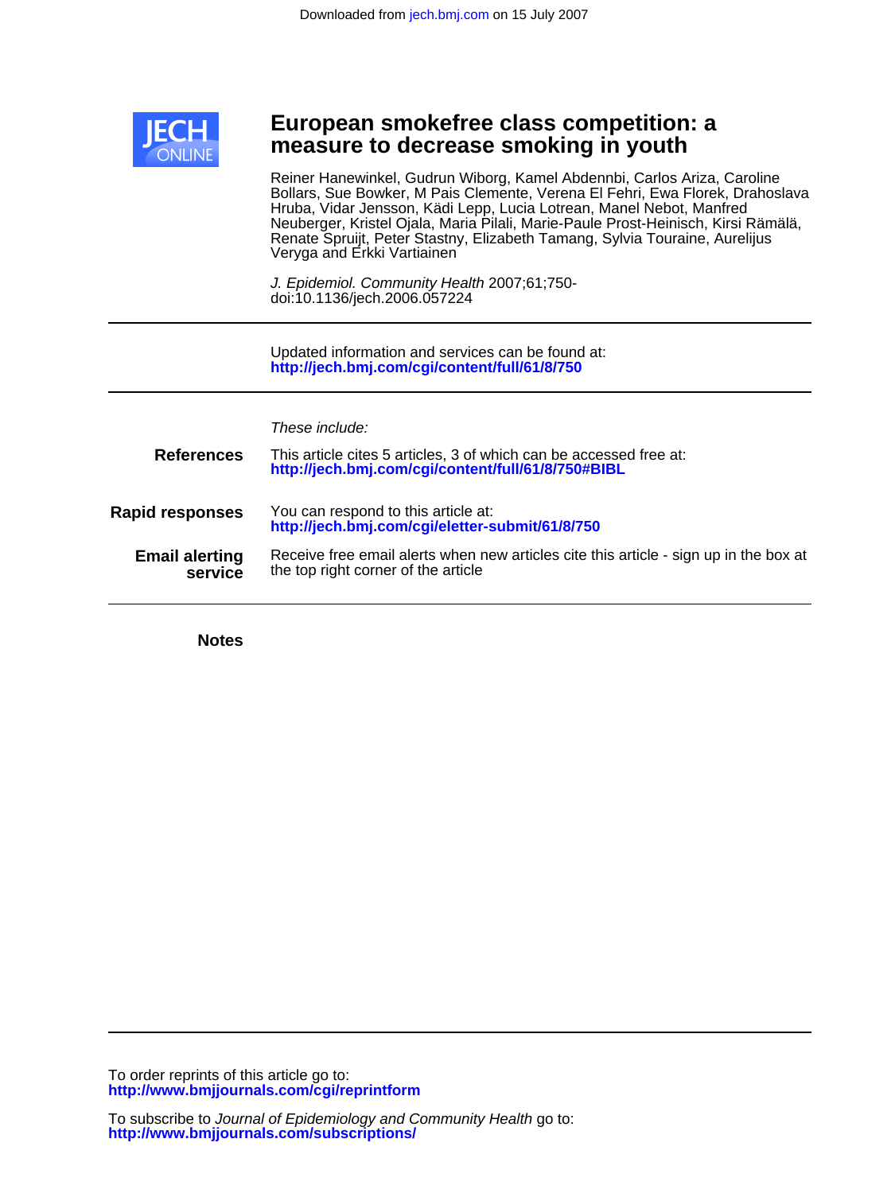Downloaded from jech.bmj.com on 15 July 2007

# European smokefree class competition: a measure to decrease smoking in youth

Reiner Hanewinkel, Gudrun Wiborg, Kamel Abdennbi, Carlos Ariza, Caroline Bollars, Sue Bowker, M Pais Clemente, Verena El Fehri, Ewa Florek, Drahoslava Hruba, Vidar Jensson, Kädi Lepp, Lucia Lotrean, Manel Nebot, Manfred Neuberger, Kristel Ojala, Maria Pilali, Marie-Paule Prost-Heinisch, Kirsi Rämälä, Renate Spruijt, Peter Stastny, Elizabeth Tamang, Sylvia Touraine, Aurelijus Veryga and Erkki Vartiainen

*J. Epidemiol. Community Health* 2007;61;750-
doi:10.1136/jech.2006.057224

---

Updated information and services can be found at:
**http://jech.bmj.com/cgi/content/full/61/8/750**

---

*These include:*

**References**
This article cites 5 articles, 3 of which can be accessed free at:
**http://jech.bmj.com/cgi/content/full/61/8/750#BIBL**

**Rapid responses**
You can respond to this article at:
**http://jech.bmj.com/cgi/eletter-submit/61/8/750**

**Email alerting service**
Receive free email alerts when new articles cite this article - sign up in the box at the top right corner of the article

---

**Notes**

---

To order reprints of this article go to:
**http://www.bmjjournals.com/cgi/reprintform**

To subscribe to *Journal of Epidemiology and Community Health* go to:
**http://www.bmjjournals.com/subscriptions/**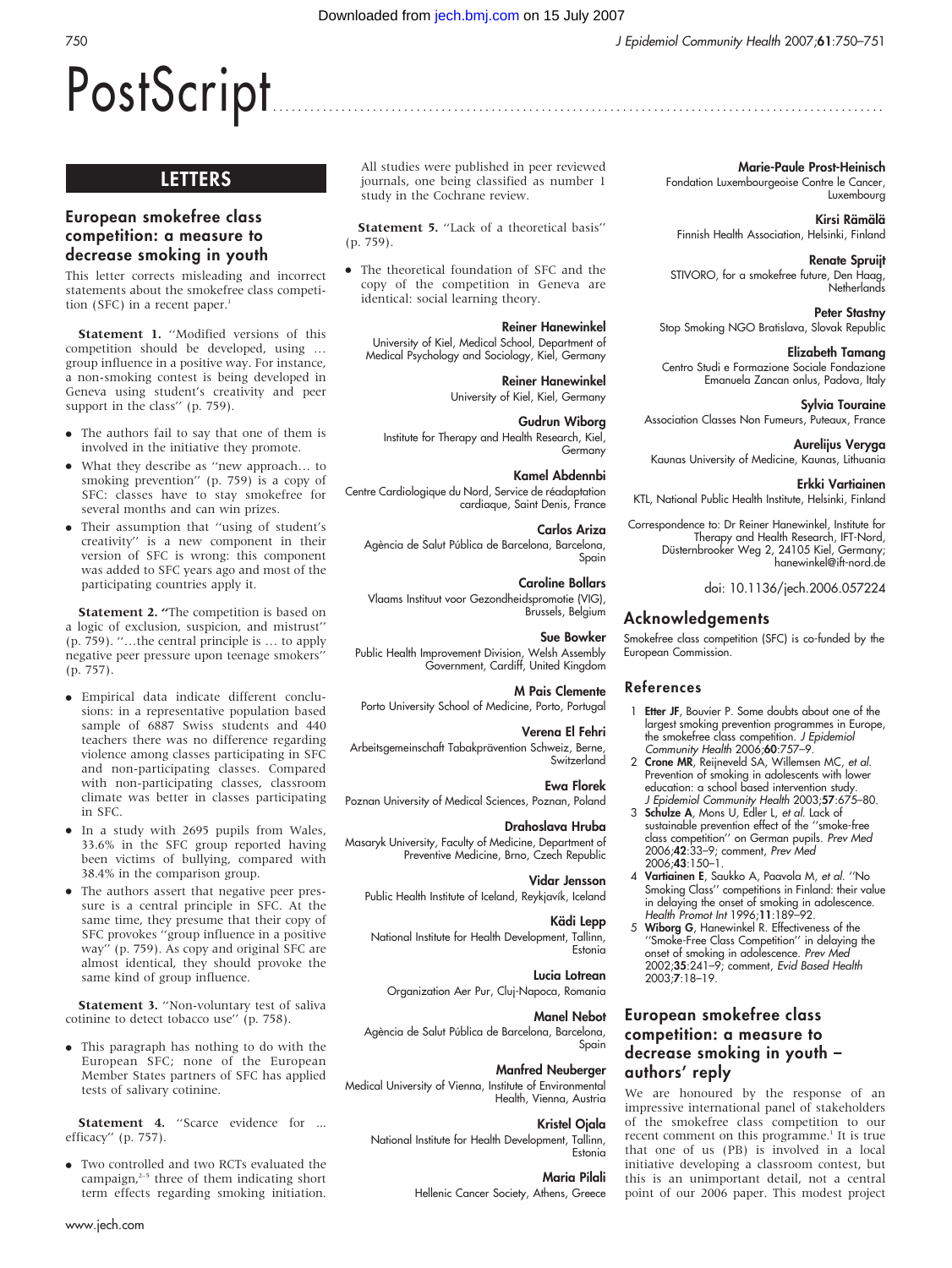# PostScript

## LETTERS

### European smokefree class competition: a measure to decrease smoking in youth

This letter corrects misleading and incorrect statements about the smokefree class competition (SFC) in a recent paper.[1]

**Statement 1.** ''Modified versions of this competition should be developed, using … group influence in a positive way. For instance, a non-smoking contest is being developed in Geneva using student's creativity and peer support in the class'' (p. 759).

- The authors fail to say that one of them is involved in the initiative they promote.
- What they describe as ''new approach… to smoking prevention'' (p. 759) is a copy of SFC: classes have to stay smokefree for several months and can win prizes.
- Their assumption that ''using of student's creativity'' is a new component in their version of SFC is wrong: this component was added to SFC years ago and most of the participating countries apply it.

**Statement 2.** ''The competition is based on a logic of exclusion, suspicion, and mistrust'' (p. 759). ''…the central principle is … to apply negative peer pressure upon teenage smokers'' (p. 757).

- Empirical data indicate different conclusions: in a representative population based sample of 6887 Swiss students and 440 teachers there was no difference regarding violence among classes participating in SFC and non-participating classes. Compared with non-participating classes, classroom climate was better in classes participating in SFC.
- In a study with 2695 pupils from Wales, 33.6% in the SFC group reported having been victims of bullying, compared with 38.4% in the comparison group.
- The authors assert that negative peer pressure is a central principle in SFC. At the same time, they presume that their copy of SFC provokes ''group influence in a positive way'' (p. 759). As copy and original SFC are almost identical, they should provoke the same kind of group influence.

**Statement 3.** ''Non-voluntary test of saliva cotinine to detect tobacco use'' (p. 758).

- This paragraph has nothing to do with the European SFC; none of the European Member States partners of SFC has applied tests of salivary cotinine.

**Statement 4.** ''Scarce evidence for … efficacy'' (p. 757).

- Two controlled and two RCTs evaluated the campaign,[2–5] three of them indicating short term effects regarding smoking initiation. All studies were published in peer reviewed journals, one being classified as number 1 study in the Cochrane review.

**Statement 5.** ''Lack of a theoretical basis'' (p. 759).

- The theoretical foundation of SFC and the copy of the competition in Geneva are identical: social learning theory.

**Reiner Hanewinkel**
University of Kiel, Medical School, Department of Medical Psychology and Sociology, Kiel, Germany

**Reiner Hanewinkel**
University of Kiel, Kiel, Germany

**Gudrun Wiborg**
Institute for Therapy and Health Research, Kiel, Germany

**Kamel Abdennbi**
Centre Cardiologique du Nord, Service de réadaptation cardiaque, Saint Denis, France

**Carlos Ariza**
Agència de Salut Pública de Barcelona, Barcelona, Spain

**Caroline Bollars**
Vlaams Instituut voor Gezondheidspromotie (VIG), Brussels, Belgium

**Sue Bowker**
Public Health Improvement Division, Welsh Assembly Government, Cardiff, United Kingdom

**M Pais Clemente**
Porto University School of Medicine, Porto, Portugal

**Verena El Fehri**
Arbeitsgemeinschaft Tabakprävention Schweiz, Berne, Switzerland

**Ewa Florek**
Poznan University of Medical Sciences, Poznan, Poland

**Drahoslava Hruba**
Masaryk University, Faculty of Medicine, Department of Preventive Medicine, Brno, Czech Republic

**Vidar Jensson**
Public Health Institute of Iceland, Reykjavík, Iceland

**Kädi Lepp**
National Institute for Health Development, Tallinn, Estonia

**Lucia Lotrean**
Organization Aer Pur, Cluj-Napoca, Romania

**Manel Nebot**
Agència de Salut Pública de Barcelona, Barcelona, Spain

**Manfred Neuberger**
Medical University of Vienna, Institute of Environmental Health, Vienna, Austria

**Kristel Ojala**
National Institute for Health Development, Tallinn, Estonia

**Maria Pilali**
Hellenic Cancer Society, Athens, Greece

**Marie-Paule Prost-Heinisch**
Fondation Luxembourgeoise Contre le Cancer, Luxembourg

**Kirsi Rämälä**
Finnish Health Association, Helsinki, Finland

**Renate Spruijt**
STIVORO, for a smokefree future, Den Haag, Netherlands

**Peter Stastny**
Stop Smoking NGO Bratislava, Slovak Republic

**Elizabeth Tamang**
Centro Studi e Formazione Sociale Fondazione Emanuela Zancan onlus, Padova, Italy

**Sylvia Touraine**
Association Classes Non Fumeurs, Puteaux, France

**Aurelijus Veryga**
Kaunas University of Medicine, Kaunas, Lithuania

**Erkki Vartiainen**
KTL, National Public Health Institute, Helsinki, Finland

Correspondence to: Dr Reiner Hanewinkel, Institute for Therapy and Health Research, IFT-Nord, Düsternbrooker Weg 2, 24105 Kiel, Germany; hanewinkel@ift-nord.de

doi: 10.1136/jech.2006.057224

## Acknowledgements

Smokefree class competition (SFC) is co-funded by the European Commission.

## References

1. **Etter JF**, Bouvier P. Some doubts about one of the largest smoking prevention programmes in Europe, the smokefree class competition. *J Epidemiol Community Health* 2006;**60**:757–9.
2. **Crone MR**, Reijneveld SA, Willemsen MC, *et al.* Prevention of smoking in adolescents with lower education: a school based intervention study. *J Epidemiol Community Health* 2003;**57**:675–80.
3. **Schulze A**, Mons U, Edler L, *et al.* Lack of sustainable prevention effect of the ''smoke-free class competition'' on German pupils. *Prev Med* 2006;**42**:33–9; comment, *Prev Med* 2006;**43**:150–1.
4. **Vartiainen E**, Saukko A, Paavola M, *et al.* ''No Smoking Class'' competitions in Finland: their value in delaying the onset of smoking in adolescence. *Health Promot Int* 1996;**11**:189–92.
5. **Wiborg G**, Hanewinkel R. Effectiveness of the ''Smoke-Free Class Competition'' in delaying the onset of smoking in adolescence. *Prev Med* 2002;**35**:241–9; comment, *Evid Based Health* 2003;**7**:18–19.

### European smokefree class competition: a measure to decrease smoking in youth – authors' reply

We are honoured by the response of an impressive international panel of stakeholders of the smokefree class competition to our recent comment on this programme.[1] It is true that one of us (PB) is involved in a local initiative developing a classroom contest, but this is an unimportant detail, not a central point of our 2006 paper. This modest project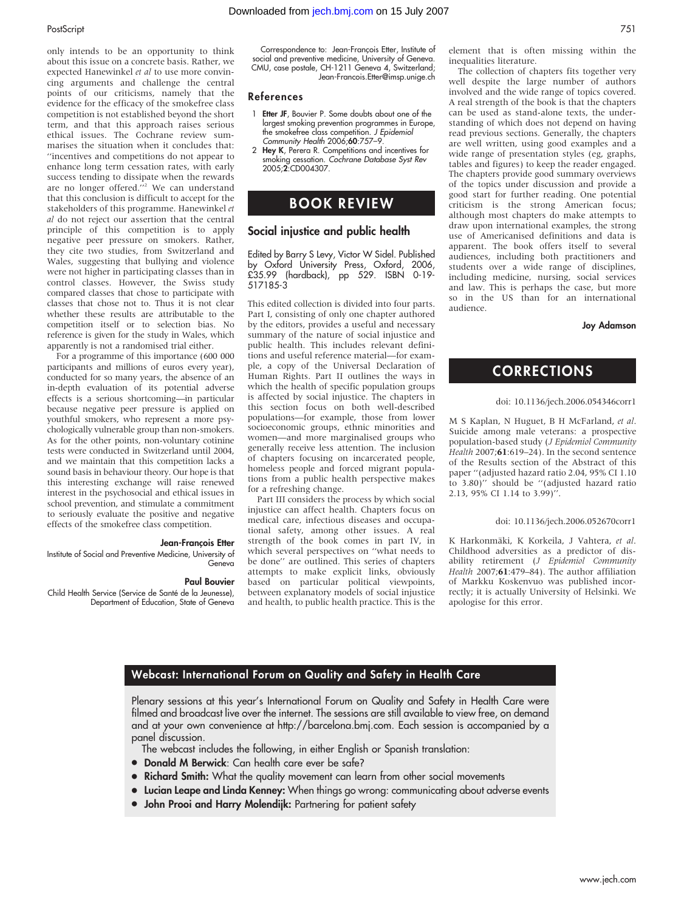only intends to be an opportunity to think about this issue on a concrete basis. Rather, we expected Hanewinkel *et al* to use more convincing arguments and challenge the central points of our criticisms, namely that the evidence for the efficacy of the smokefree class competition is not established beyond the short term, and that this approach raises serious ethical issues. The Cochrane review summarises the situation when it concludes that: ''incentives and competitions do not appear to enhance long term cessation rates, with early success tending to dissipate when the rewards are no longer offered.''[2] We can understand that this conclusion is difficult to accept for the stakeholders of this programme. Hanewinkel *et al* do not reject our assertion that the central principle of this competition is to apply negative peer pressure on smokers. Rather, they cite two studies, from Switzerland and Wales, suggesting that bullying and violence were not higher in participating classes than in control classes. However, the Swiss study compared classes that chose to participate with classes that chose not to. Thus it is not clear whether these results are attributable to the competition itself or to selection bias. No reference is given for the study in Wales, which apparently is not a randomised trial either.

For a programme of this importance (600 000 participants and millions of euros every year), conducted for so many years, the absence of an in-depth evaluation of its potential adverse effects is a serious shortcoming—in particular because negative peer pressure is applied on youthful smokers, who represent a more psychologically vulnerable group than non-smokers. As for the other points, non-voluntary cotinine tests were conducted in Switzerland until 2004, and we maintain that this competition lacks a sound basis in behaviour theory. Our hope is that this interesting exchange will raise renewed interest in the psychosocial and ethical issues in school prevention, and stimulate a commitment to seriously evaluate the positive and negative effects of the smokefree class competition.

**Jean-François Etter**
Institute of Social and Preventive Medicine, University of Geneva

**Paul Bouvier**
Child Health Service (Service de Santé de la Jeunesse), Department of Education, State of Geneva

Correspondence to: Jean-François Etter, Institute of social and preventive medicine, University of Geneva. CMU, case postale, CH-1211 Geneva 4, Switzerland; Jean-Francois.Etter@imsp.unige.ch

## References

1. **Etter JF**, Bouvier P. Some doubts about one of the largest smoking prevention programmes in Europe, the smokefree class competition. *J Epidemiol Community Health* 2006;**60**:757–9.
2. **Hey K**, Perera R. Competitions and incentives for smoking cessation. *Cochrane Database Syst Rev* 2005;**2**:CD004307.

# BOOK REVIEW

## Social injustice and public health

Edited by Barry S Levy, Victor W Sidel. Published by Oxford University Press, Oxford, 2006, £35.99 (hardback), pp 529. ISBN 0-19-517185-3

This edited collection is divided into four parts. Part I, consisting of only one chapter authored by the editors, provides a useful and necessary summary of the nature of social injustice and public health. This includes relevant definitions and useful reference material—for example, a copy of the Universal Declaration of Human Rights. Part II outlines the ways in which the health of specific population groups is affected by social injustice. The chapters in this section focus on both well-described populations—for example, those from lower socioeconomic groups, ethnic minorities and women—and more marginalised groups who generally receive less attention. The inclusion of chapters focusing on incarcerated people, homeless people and forced migrant populations from a public health perspective makes for a refreshing change.

Part III considers the process by which social injustice can affect health. Chapters focus on medical care, infectious diseases and occupational safety, among other issues. A real strength of the book comes in part IV, in which several perspectives on ''what needs to be done'' are outlined. This series of chapters attempts to make explicit links, obviously based on particular political viewpoints, between explanatory models of social injustice and health, to public health practice. This is the element that is often missing within the inequalities literature.

The collection of chapters fits together very well despite the large number of authors involved and the wide range of topics covered. A real strength of the book is that the chapters can be used as stand-alone texts, the understanding of which does not depend on having read previous sections. Generally, the chapters are well written, using good examples and a wide range of presentation styles (eg, graphs, tables and figures) to keep the reader engaged. The chapters provide good summary overviews of the topics under discussion and provide a good start for further reading. One potential criticism is the strong American focus; although most chapters do make attempts to draw upon international examples, the strong use of Americanised definitions and data is apparent. The book offers itself to several audiences, including both practitioners and students over a wide range of disciplines, including medicine, nursing, social services and law. This is perhaps the case, but more so in the US than for an international audience.

**Joy Adamson**

# CORRECTIONS

doi: 10.1136/jech.2006.054346corr1

M S Kaplan, N Huguet, B H McFarland, *et al*. Suicide among male veterans: a prospective population-based study (*J Epidemiol Community Health* 2007;**61**:619–24). In the second sentence of the Results section of the Abstract of this paper ''(adjusted hazard ratio 2.04, 95% CI 1.10 to 3.80)'' should be ''(adjusted hazard ratio 2.13, 95% CI 1.14 to 3.99)''.

doi: 10.1136/jech.2006.052670corr1

K Harkonmäki, K Korkeila, J Vahtera, *et al*. Childhood adversities as a predictor of disability retirement (*J Epidemiol Community Health* 2007;**61**:479–84). The author affiliation of Markku Koskenvuo was published incorrectly; it is actually University of Helsinki. We apologise for this error.

## Webcast: International Forum on Quality and Safety in Health Care

Plenary sessions at this year's International Forum on Quality and Safety in Health Care were filmed and broadcast live over the internet. The sessions are still available to view free, on demand and at your own convenience at http://barcelona.bmj.com. Each session is accompanied by a panel discussion.

The webcast includes the following, in either English or Spanish translation:

- **Donald M Berwick**: Can health care ever be safe?
- **Richard Smith:** What the quality movement can learn from other social movements
- **Lucian Leape and Linda Kenney:** When things go wrong: communicating about adverse events
- **John Prooi and Harry Molendijk:** Partnering for patient safety